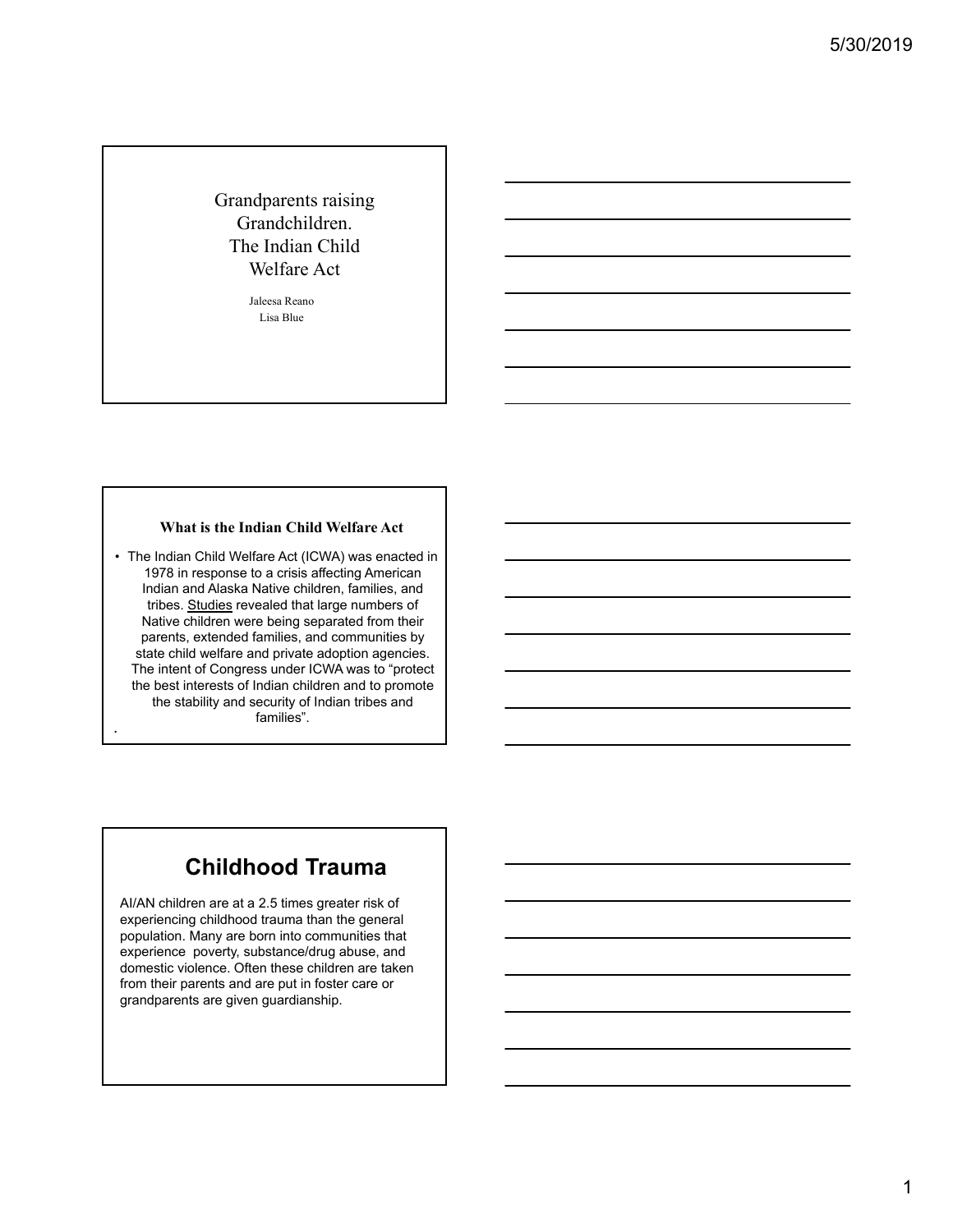# Grandparents raising Grandchildren. The Indian Child Welfare Act

Jaleesa Reano
Lisa Blue

## What is the Indian Child Welfare Act

- The Indian Child Welfare Act (ICWA) was enacted in 1978 in response to a crisis affecting American Indian and Alaska Native children, families, and tribes. Studies revealed that large numbers of Native children were being separated from their parents, extended families, and communities by state child welfare and private adoption agencies. The intent of Congress under ICWA was to "protect the best interests of Indian children and to promote the stability and security of Indian tribes and families".

## Childhood Trauma

AI/AN children are at a 2.5 times greater risk of experiencing childhood trauma than the general population. Many are born into communities that experience poverty, substance/drug abuse, and domestic violence. Often these children are taken from their parents and are put in foster care or grandparents are given guardianship.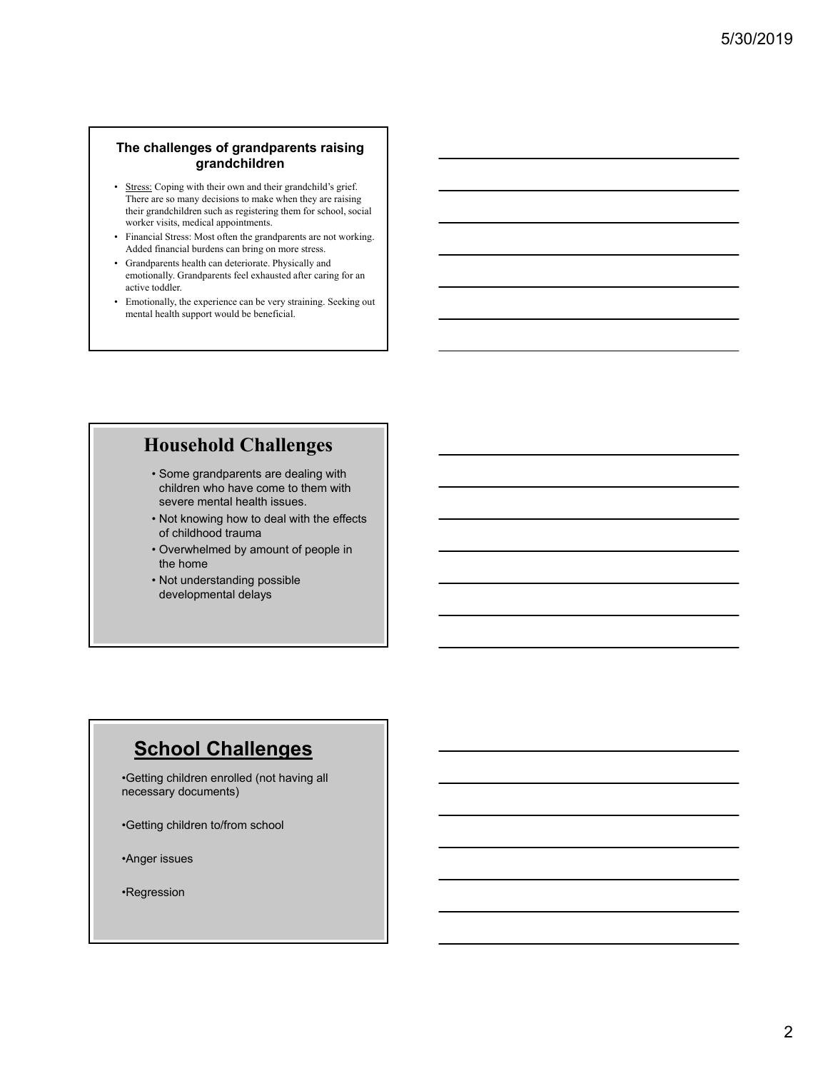## The challenges of grandparents raising grandchildren

- <u>Stress:</u> Coping with their own and their grandchild's grief. There are so many decisions to make when they are raising their grandchildren such as registering them for school, social worker visits, medical appointments.
- Financial Stress: Most often the grandparents are not working. Added financial burdens can bring on more stress.
- Grandparents health can deteriorate. Physically and emotionally. Grandparents feel exhausted after caring for an active toddler.
- Emotionally, the experience can be very straining. Seeking out mental health support would be beneficial.

## Household Challenges

- Some grandparents are dealing with children who have come to them with severe mental health issues.
- Not knowing how to deal with the effects of childhood trauma
- Overwhelmed by amount of people in the home
- Not understanding possible developmental delays

## School Challenges

- Getting children enrolled (not having all necessary documents)
- Getting children to/from school
- Anger issues
- Regression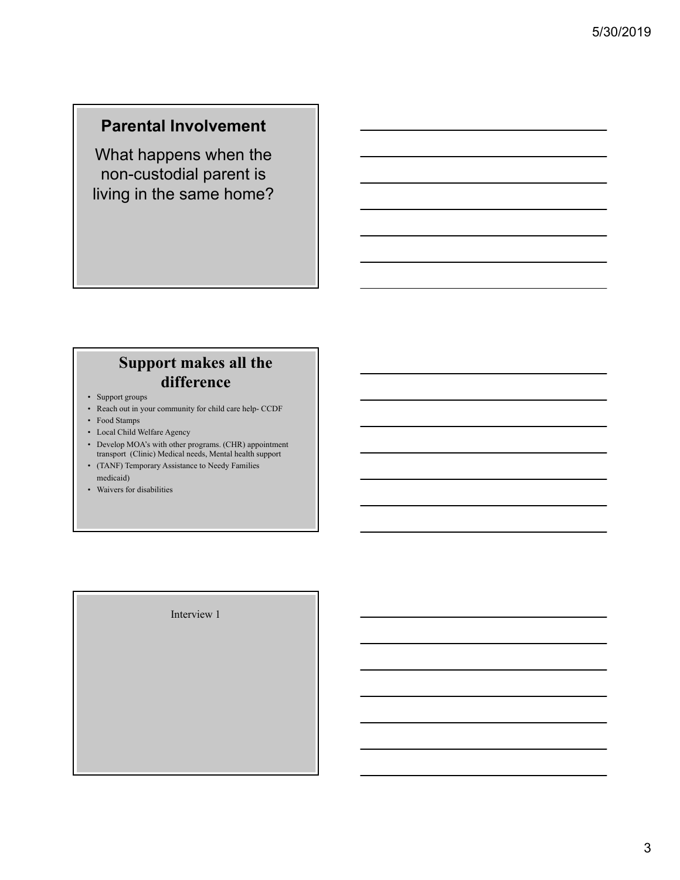## Parental Involvement

What happens when the non-custodial parent is living in the same home?

## Support makes all the difference

- Support groups
- Reach out in your community for child care help- CCDF
- Food Stamps
- Local Child Welfare Agency
- Develop MOA's with other programs. (CHR) appointment transport (Clinic) Medical needs, Mental health support
- (TANF) Temporary Assistance to Needy Families medicaid)
- Waivers for disabilities

Interview 1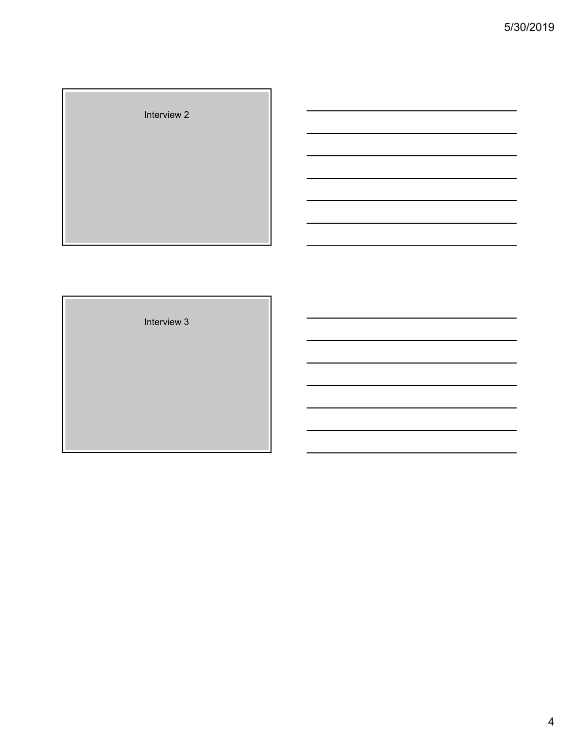Interview 2

Interview 3